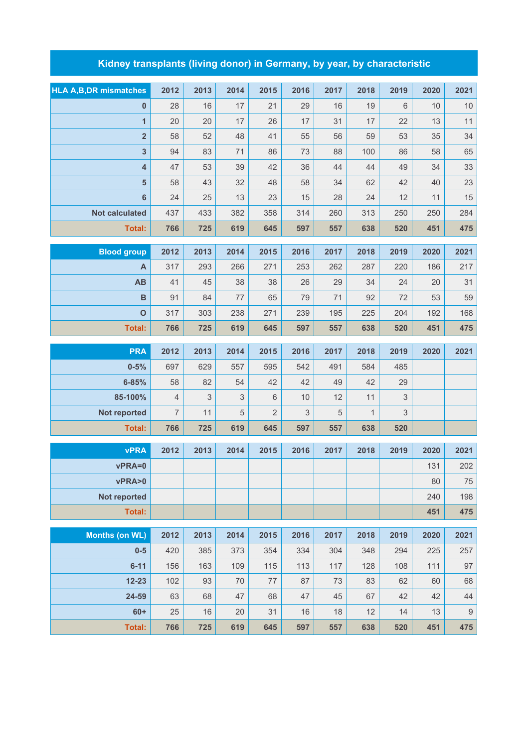# Kidney transplants (living donor) in Germany, by year, by characteristic

| HLA A,B,DR mismatches | 2012 | 2013 | 2014 | 2015 | 2016 | 2017 | 2018 | 2019 | 2020 | 2021 |
|---|---|---|---|---|---|---|---|---|---|---|
| 0 | 28 | 16 | 17 | 21 | 29 | 16 | 19 | 6 | 10 | 10 |
| 1 | 20 | 20 | 17 | 26 | 17 | 31 | 17 | 22 | 13 | 11 |
| 2 | 58 | 52 | 48 | 41 | 55 | 56 | 59 | 53 | 35 | 34 |
| 3 | 94 | 83 | 71 | 86 | 73 | 88 | 100 | 86 | 58 | 65 |
| 4 | 47 | 53 | 39 | 42 | 36 | 44 | 44 | 49 | 34 | 33 |
| 5 | 58 | 43 | 32 | 48 | 58 | 34 | 62 | 42 | 40 | 23 |
| 6 | 24 | 25 | 13 | 23 | 15 | 28 | 24 | 12 | 11 | 15 |
| Not calculated | 437 | 433 | 382 | 358 | 314 | 260 | 313 | 250 | 250 | 284 |
| **Total:** | **766** | **725** | **619** | **645** | **597** | **557** | **638** | **520** | **451** | **475** |

| Blood group | 2012 | 2013 | 2014 | 2015 | 2016 | 2017 | 2018 | 2019 | 2020 | 2021 |
|---|---|---|---|---|---|---|---|---|---|---|
| A | 317 | 293 | 266 | 271 | 253 | 262 | 287 | 220 | 186 | 217 |
| AB | 41 | 45 | 38 | 38 | 26 | 29 | 34 | 24 | 20 | 31 |
| B | 91 | 84 | 77 | 65 | 79 | 71 | 92 | 72 | 53 | 59 |
| O | 317 | 303 | 238 | 271 | 239 | 195 | 225 | 204 | 192 | 168 |
| **Total:** | **766** | **725** | **619** | **645** | **597** | **557** | **638** | **520** | **451** | **475** |

| PRA | 2012 | 2013 | 2014 | 2015 | 2016 | 2017 | 2018 | 2019 | 2020 | 2021 |
|---|---|---|---|---|---|---|---|---|---|---|
| 0-5% | 697 | 629 | 557 | 595 | 542 | 491 | 584 | 485 | | |
| 6-85% | 58 | 82 | 54 | 42 | 42 | 49 | 42 | 29 | | |
| 85-100% | 4 | 3 | 3 | 6 | 10 | 12 | 11 | 3 | | |
| Not reported | 7 | 11 | 5 | 2 | 3 | 5 | 1 | 3 | | |
| **Total:** | **766** | **725** | **619** | **645** | **597** | **557** | **638** | **520** | | |

| vPRA | 2012 | 2013 | 2014 | 2015 | 2016 | 2017 | 2018 | 2019 | 2020 | 2021 |
|---|---|---|---|---|---|---|---|---|---|---|
| vPRA=0 | | | | | | | | | 131 | 202 |
| vPRA>0 | | | | | | | | | 80 | 75 |
| Not reported | | | | | | | | | 240 | 198 |
| **Total:** | | | | | | | | | **451** | **475** |

| Months (on WL) | 2012 | 2013 | 2014 | 2015 | 2016 | 2017 | 2018 | 2019 | 2020 | 2021 |
|---|---|---|---|---|---|---|---|---|---|---|
| 0-5 | 420 | 385 | 373 | 354 | 334 | 304 | 348 | 294 | 225 | 257 |
| 6-11 | 156 | 163 | 109 | 115 | 113 | 117 | 128 | 108 | 111 | 97 |
| 12-23 | 102 | 93 | 70 | 77 | 87 | 73 | 83 | 62 | 60 | 68 |
| 24-59 | 63 | 68 | 47 | 68 | 47 | 45 | 67 | 42 | 42 | 44 |
| 60+ | 25 | 16 | 20 | 31 | 16 | 18 | 12 | 14 | 13 | 9 |
| **Total:** | **766** | **725** | **619** | **645** | **597** | **557** | **638** | **520** | **451** | **475** |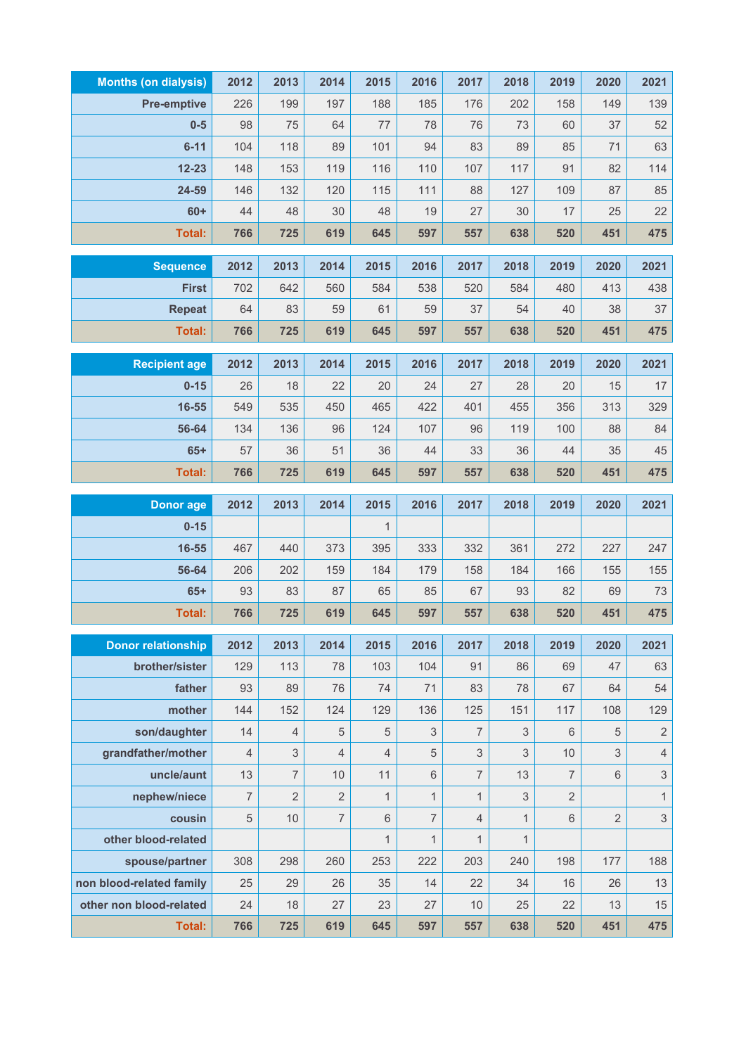| Months (on dialysis) | 2012 | 2013 | 2014 | 2015 | 2016 | 2017 | 2018 | 2019 | 2020 | 2021 |
|---|---|---|---|---|---|---|---|---|---|---|
| Pre-emptive | 226 | 199 | 197 | 188 | 185 | 176 | 202 | 158 | 149 | 139 |
| 0-5 | 98 | 75 | 64 | 77 | 78 | 76 | 73 | 60 | 37 | 52 |
| 6-11 | 104 | 118 | 89 | 101 | 94 | 83 | 89 | 85 | 71 | 63 |
| 12-23 | 148 | 153 | 119 | 116 | 110 | 107 | 117 | 91 | 82 | 114 |
| 24-59 | 146 | 132 | 120 | 115 | 111 | 88 | 127 | 109 | 87 | 85 |
| 60+ | 44 | 48 | 30 | 48 | 19 | 27 | 30 | 17 | 25 | 22 |
| **Total:** | **766** | **725** | **619** | **645** | **597** | **557** | **638** | **520** | **451** | **475** |

| Sequence | 2012 | 2013 | 2014 | 2015 | 2016 | 2017 | 2018 | 2019 | 2020 | 2021 |
|---|---|---|---|---|---|---|---|---|---|---|
| First | 702 | 642 | 560 | 584 | 538 | 520 | 584 | 480 | 413 | 438 |
| Repeat | 64 | 83 | 59 | 61 | 59 | 37 | 54 | 40 | 38 | 37 |
| **Total:** | **766** | **725** | **619** | **645** | **597** | **557** | **638** | **520** | **451** | **475** |

| Recipient age | 2012 | 2013 | 2014 | 2015 | 2016 | 2017 | 2018 | 2019 | 2020 | 2021 |
|---|---|---|---|---|---|---|---|---|---|---|
| 0-15 | 26 | 18 | 22 | 20 | 24 | 27 | 28 | 20 | 15 | 17 |
| 16-55 | 549 | 535 | 450 | 465 | 422 | 401 | 455 | 356 | 313 | 329 |
| 56-64 | 134 | 136 | 96 | 124 | 107 | 96 | 119 | 100 | 88 | 84 |
| 65+ | 57 | 36 | 51 | 36 | 44 | 33 | 36 | 44 | 35 | 45 |
| **Total:** | **766** | **725** | **619** | **645** | **597** | **557** | **638** | **520** | **451** | **475** |

| Donor age | 2012 | 2013 | 2014 | 2015 | 2016 | 2017 | 2018 | 2019 | 2020 | 2021 |
|---|---|---|---|---|---|---|---|---|---|---|
| 0-15 | | | | 1 | | | | | | |
| 16-55 | 467 | 440 | 373 | 395 | 333 | 332 | 361 | 272 | 227 | 247 |
| 56-64 | 206 | 202 | 159 | 184 | 179 | 158 | 184 | 166 | 155 | 155 |
| 65+ | 93 | 83 | 87 | 65 | 85 | 67 | 93 | 82 | 69 | 73 |
| **Total:** | **766** | **725** | **619** | **645** | **597** | **557** | **638** | **520** | **451** | **475** |

| Donor relationship | 2012 | 2013 | 2014 | 2015 | 2016 | 2017 | 2018 | 2019 | 2020 | 2021 |
|---|---|---|---|---|---|---|---|---|---|---|
| brother/sister | 129 | 113 | 78 | 103 | 104 | 91 | 86 | 69 | 47 | 63 |
| father | 93 | 89 | 76 | 74 | 71 | 83 | 78 | 67 | 64 | 54 |
| mother | 144 | 152 | 124 | 129 | 136 | 125 | 151 | 117 | 108 | 129 |
| son/daughter | 14 | 4 | 5 | 5 | 3 | 7 | 3 | 6 | 5 | 2 |
| grandfather/mother | 4 | 3 | 4 | 4 | 5 | 3 | 3 | 10 | 3 | 4 |
| uncle/aunt | 13 | 7 | 10 | 11 | 6 | 7 | 13 | 7 | 6 | 3 |
| nephew/niece | 7 | 2 | 2 | 1 | 1 | 1 | 3 | 2 | | 1 |
| cousin | 5 | 10 | 7 | 6 | 7 | 4 | 1 | 6 | 2 | 3 |
| other blood-related | | | | 1 | 1 | 1 | 1 | | | |
| spouse/partner | 308 | 298 | 260 | 253 | 222 | 203 | 240 | 198 | 177 | 188 |
| non blood-related family | 25 | 29 | 26 | 35 | 14 | 22 | 34 | 16 | 26 | 13 |
| other non blood-related | 24 | 18 | 27 | 23 | 27 | 10 | 25 | 22 | 13 | 15 |
| **Total:** | **766** | **725** | **619** | **645** | **597** | **557** | **638** | **520** | **451** | **475** |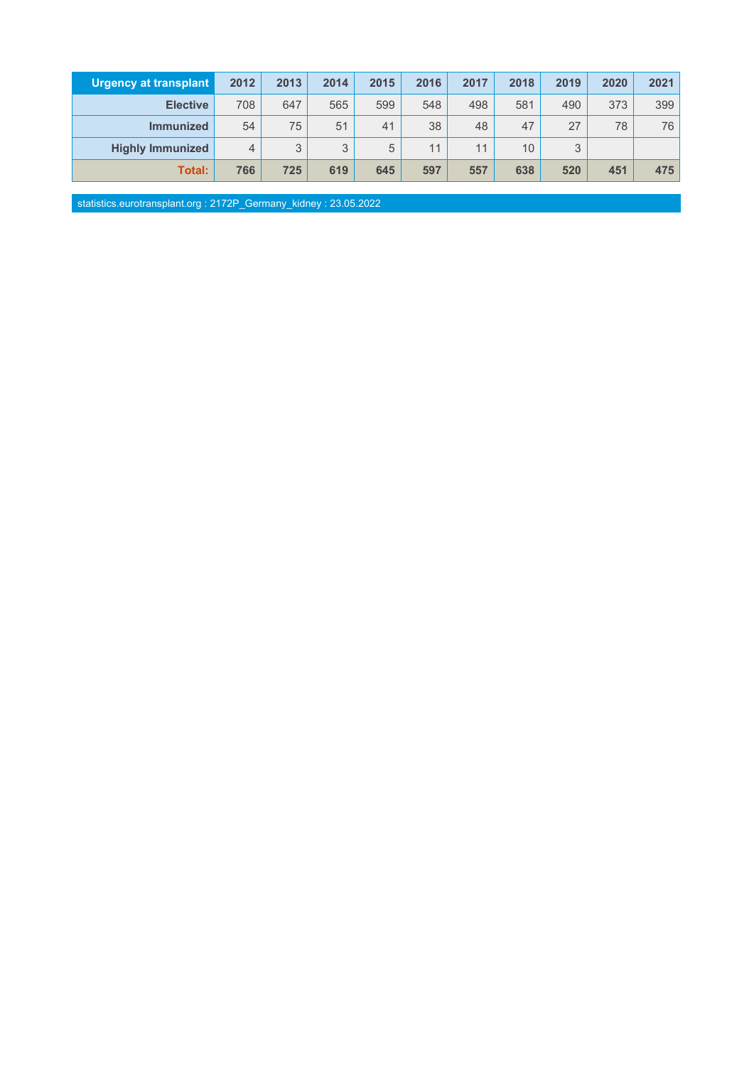| Urgency at transplant | 2012 | 2013 | 2014 | 2015 | 2016 | 2017 | 2018 | 2019 | 2020 | 2021 |
|---|---|---|---|---|---|---|---|---|---|---|
| Elective | 708 | 647 | 565 | 599 | 548 | 498 | 581 | 490 | 373 | 399 |
| Immunized | 54 | 75 | 51 | 41 | 38 | 48 | 47 | 27 | 78 | 76 |
| Highly Immunized | 4 | 3 | 3 | 5 | 11 | 11 | 10 | 3 | | |
| **Total:** | **766** | **725** | **619** | **645** | **597** | **557** | **638** | **520** | **451** | **475** |

statistics.eurotransplant.org : 2172P_Germany_kidney : 23.05.2022